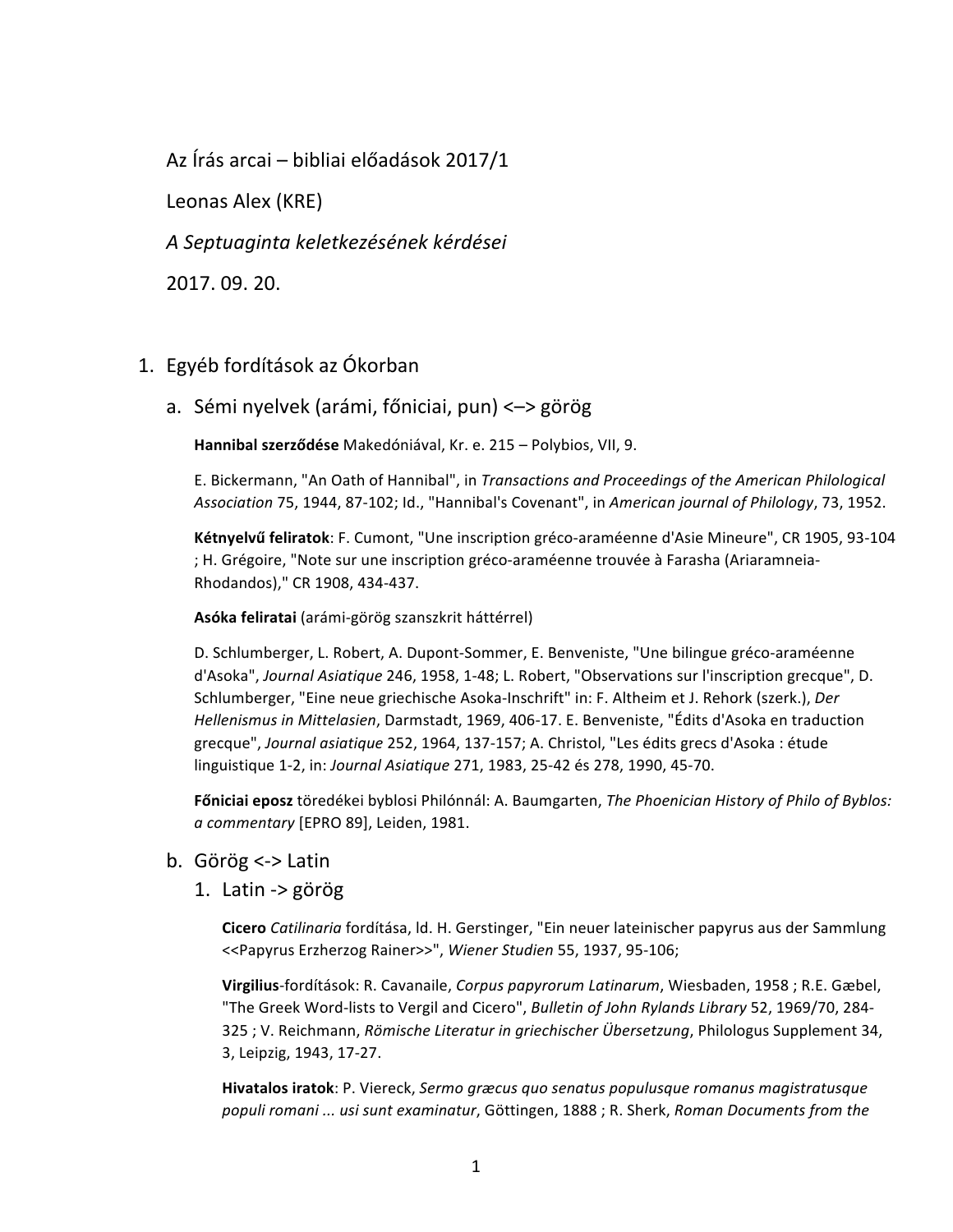Az Írás arcai – bibliai előadások 2017/1

Leonas Alex (KRE)

*A Septuaginta keletkezésének kérdései*

2017. 09. 20.

1. Egyéb fordítások az Ókorban

   a. Sémi nyelvek (arámi, főniciai, pun) <–> görög

**Hannibal szerződése** Makedóniával, Kr. e. 215 – Polybios, VII, 9.

E. Bickermann, "An Oath of Hannibal", in *Transactions and Proceedings of the American Philological Association* 75, 1944, 87-102; Id., "Hannibal's Covenant", in *American journal of Philology*, 73, 1952.

**Kétnyelvű feliratok**: F. Cumont, "Une inscription gréco-araméenne d'Asie Mineure", CR 1905, 93-104 ; H. Grégoire, "Note sur une inscription gréco-araméenne trouvée à Farasha (Ariaramneia-Rhodandos)," CR 1908, 434-437.

**Asóka feliratai** (arámi-görög szanszkrit háttérrel)

D. Schlumberger, L. Robert, A. Dupont-Sommer, E. Benveniste, "Une bilingue gréco-araméenne d'Asoka", *Journal Asiatique* 246, 1958, 1-48; L. Robert, "Observations sur l'inscription grecque", D. Schlumberger, "Eine neue griechische Asoka-Inschrift" in: F. Altheim et J. Rehork (szerk.), *Der Hellenismus in Mittelasien*, Darmstadt, 1969, 406-17. E. Benveniste, "Édits d'Asoka en traduction grecque", *Journal asiatique* 252, 1964, 137-157; A. Christol, "Les édits grecs d'Asoka : étude linguistique 1-2, in: *Journal Asiatique* 271, 1983, 25-42 és 278, 1990, 45-70.

**Főniciai eposz** töredékei byblosi Philónnál: A. Baumgarten, *The Phoenician History of Philo of Byblos: a commentary* [EPRO 89], Leiden, 1981.

   b. Görög <-> Latin

      1. Latin -> görög

**Cicero** *Catilinaria* fordítása, ld. H. Gerstinger, "Ein neuer lateinischer papyrus aus der Sammlung <<Papyrus Erzherzog Rainer>>", *Wiener Studien* 55, 1937, 95-106;

**Virgilius**-fordítások: R. Cavanaile, *Corpus papyrorum Latinarum*, Wiesbaden, 1958 ; R.E. Gæbel, "The Greek Word-lists to Vergil and Cicero", *Bulletin of John Rylands Library* 52, 1969/70, 284-325 ; V. Reichmann, *Römische Literatur in griechischer Übersetzung*, Philologus Supplement 34, 3, Leipzig, 1943, 17-27.

**Hivatalos iratok**: P. Viereck, *Sermo græcus quo senatus populusque romanus magistratusque populi romani ... usi sunt examinatur*, Göttingen, 1888 ; R. Sherk, *Roman Documents from the*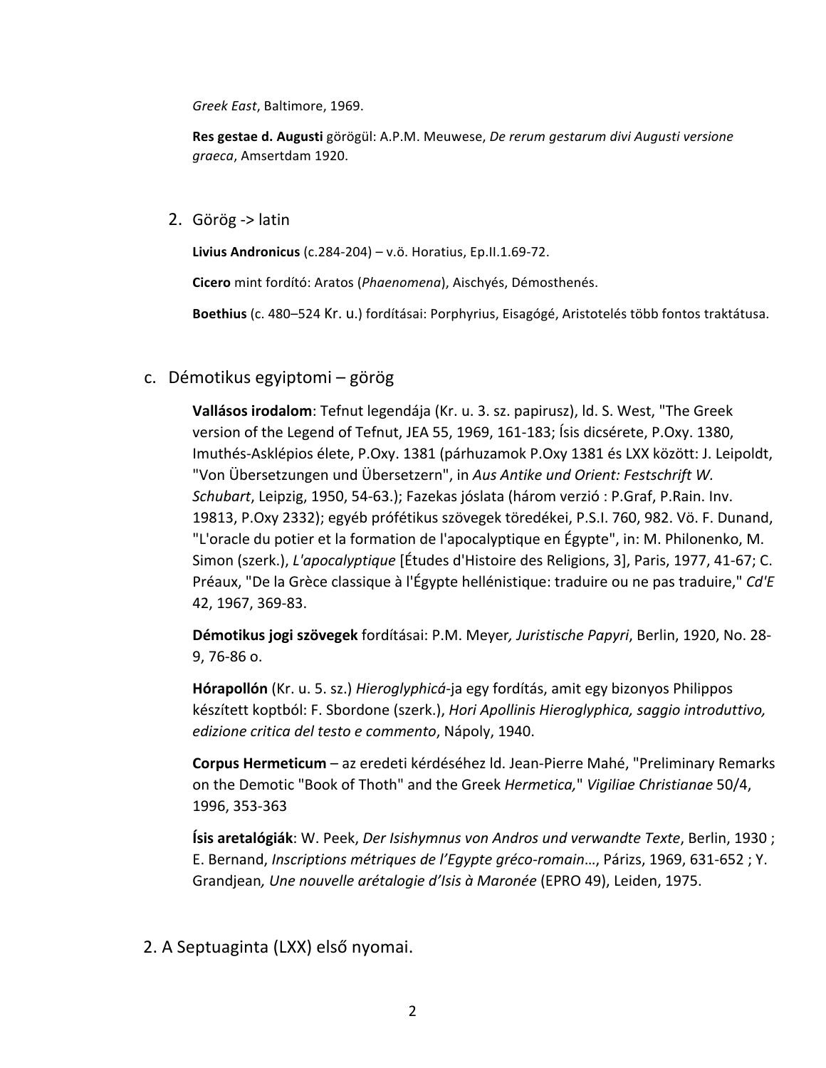*Greek East*, Baltimore, 1969.

**Res gestae d. Augusti** görögül: A.P.M. Meuwese, *De rerum gestarum divi Augusti versione graeca*, Amsertdam 1920.

2. Görög -> latin

   **Livius Andronicus** (c.284-204) – v.ö. Horatius, Ep.II.1.69-72.

   **Cicero** mint fordító: Aratos (*Phaenomena*), Aischyés, Démosthenés.

   **Boethius** (c. 480–524 Kr. u.) fordításai: Porphyrius, Eisagógé, Aristotelés több fontos traktátusa.

c. Démotikus egyiptomi – görög

   **Vallásos irodalom**: Tefnut legendája (Kr. u. 3. sz. papirusz), ld. S. West, "The Greek version of the Legend of Tefnut, JEA 55, 1969, 161-183; Ísis dicsérete, P.Oxy. 1380, Imuthés-Asklépios élete, P.Oxy. 1381 (párhuzamok P.Oxy 1381 és LXX között: J. Leipoldt, "Von Übersetzungen und Übersetzern", in *Aus Antike und Orient: Festschrift W. Schubart*, Leipzig, 1950, 54-63.); Fazekas jóslata (három verzió : P.Graf, P.Rain. Inv. 19813, P.Oxy 2332); egyéb prófétikus szövegek töredékei, P.S.I. 760, 982. Vö. F. Dunand, "L'oracle du potier et la formation de l'apocalyptique en Égypte", in: M. Philonenko, M. Simon (szerk.), *L'apocalyptique* [Études d'Histoire des Religions, 3], Paris, 1977, 41-67; C. Préaux, "De la Grèce classique à l'Égypte hellénistique: traduire ou ne pas traduire," *Cd'E* 42, 1967, 369-83.

   **Démotikus jogi szövegek** fordításai: P.M. Meyer*, Juristische Papyri*, Berlin, 1920, No. 28-9, 76-86 o.

   **Hórapollón** (Kr. u. 5. sz.) *Hieroglyphicá*-ja egy fordítás, amit egy bizonyos Philippos készített koptból: F. Sbordone (szerk.), *Hori Apollinis Hieroglyphica, saggio introduttivo, edizione critica del testo e commento*, Nápoly, 1940.

   **Corpus Hermeticum** – az eredeti kérdéséhez ld. Jean-Pierre Mahé, "Preliminary Remarks on the Demotic "Book of Thoth" and the Greek *Hermetica,*" *Vigiliae Christianae* 50/4, 1996, 353-363

   **Ísis aretalógiák**: W. Peek, *Der Isishymnus von Andros und verwandte Texte*, Berlin, 1930 ; E. Bernand, *Inscriptions métriques de l'Egypte gréco-romain…*, Párizs, 1969, 631-652 ; Y. Grandjean*, Une nouvelle arétalogie d'Isis à Maronée* (EPRO 49), Leiden, 1975.

## 2. A Septuaginta (LXX) első nyomai.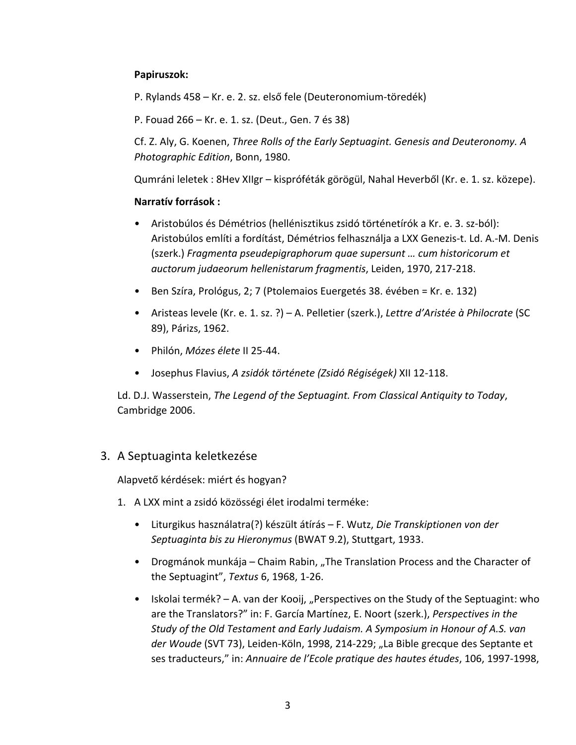**Papiruszok:**

P. Rylands 458 – Kr. e. 2. sz. első fele (Deuteronomium-töredék)

P. Fouad 266 – Kr. e. 1. sz. (Deut., Gen. 7 és 38)

Cf. Z. Aly, G. Koenen, *Three Rolls of the Early Septuagint. Genesis and Deuteronomy. A Photographic Edition*, Bonn, 1980.

Qumráni leletek : 8Hev XIIgr – kispróféták görögül, Nahal Heverből (Kr. e. 1. sz. közepe).

**Narratív források :**

- Aristobúlos és Démétrios (hellénisztikus zsidó történetírók a Kr. e. 3. sz-ból): Aristobúlos említi a fordítást, Démétrios felhasználja a LXX Genezis-t. Ld. A.-M. Denis (szerk.) *Fragmenta pseudepigraphorum quae supersunt … cum historicorum et auctorum judaeorum hellenistarum fragmentis*, Leiden, 1970, 217-218.
- Ben Szíra, Prológus, 2; 7 (Ptolemaios Euergetés 38. évében = Kr. e. 132)
- Aristeas levele (Kr. e. 1. sz. ?) – A. Pelletier (szerk.), *Lettre d'Aristée à Philocrate* (SC 89), Párizs, 1962.
- Philón, *Mózes élete* II 25-44.
- Josephus Flavius, *A zsidók története (Zsidó Régiségek)* XII 12-118.

Ld. D.J. Wasserstein, *The Legend of the Septuagint. From Classical Antiquity to Today*, Cambridge 2006.

## 3. A Septuaginta keletkezése

Alapvető kérdések: miért és hogyan?

1. A LXX mint a zsidó közösségi élet irodalmi terméke:
   - Liturgikus használatra(?) készült átírás – F. Wutz, *Die Transkiptionen von der Septuaginta bis zu Hieronymus* (BWAT 9.2), Stuttgart, 1933.
   - Drogmánok munkája – Chaim Rabin, „The Translation Process and the Character of the Septuagint", *Textus* 6, 1968, 1-26.
   - Iskolai termék? – A. van der Kooij, „Perspectives on the Study of the Septuagint: who are the Translators?" in: F. García Martínez, E. Noort (szerk.), *Perspectives in the Study of the Old Testament and Early Judaism. A Symposium in Honour of A.S. van der Woude* (SVT 73), Leiden-Köln, 1998, 214-229; „La Bible grecque des Septante et ses traducteurs," in: *Annuaire de l'Ecole pratique des hautes études*, 106, 1997-1998,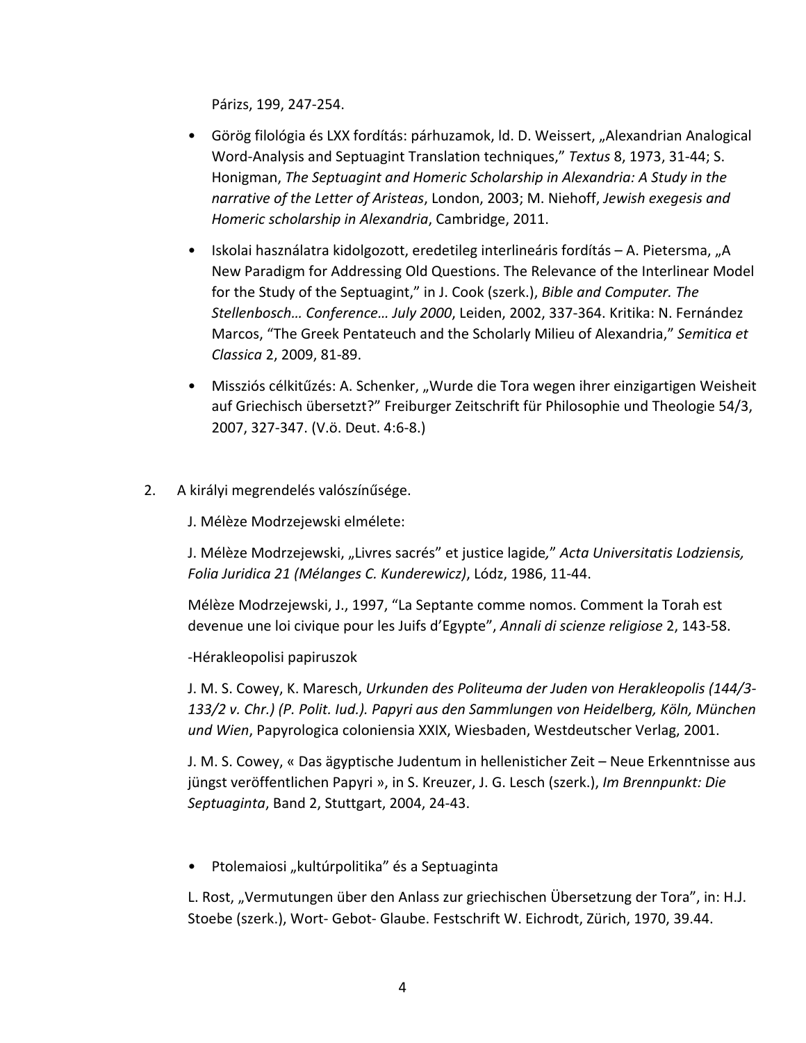Párizs, 199, 247-254.

- Görög filológia és LXX fordítás: párhuzamok, ld. D. Weissert, „Alexandrian Analogical Word-Analysis and Septuagint Translation techniques," *Textus* 8, 1973, 31-44; S. Honigman, *The Septuagint and Homeric Scholarship in Alexandria: A Study in the narrative of the Letter of Aristeas*, London, 2003; M. Niehoff, *Jewish exegesis and Homeric scholarship in Alexandria*, Cambridge, 2011.
- Iskolai használatra kidolgozott, eredetileg interlineáris fordítás – A. Pietersma, „A New Paradigm for Addressing Old Questions. The Relevance of the Interlinear Model for the Study of the Septuagint," in J. Cook (szerk.), *Bible and Computer. The Stellenbosch… Conference… July 2000*, Leiden, 2002, 337-364. Kritika: N. Fernández Marcos, "The Greek Pentateuch and the Scholarly Milieu of Alexandria," *Semitica et Classica* 2, 2009, 81-89.
- Missziós célkitűzés: A. Schenker, „Wurde die Tora wegen ihrer einzigartigen Weisheit auf Griechisch übersetzt?" Freiburger Zeitschrift für Philosophie und Theologie 54/3, 2007, 327-347. (V.ö. Deut. 4:6-8.)

2. A királyi megrendelés valószínűsége.

J. Mélèze Modrzejewski elmélete:

J. Mélèze Modrzejewski, „Livres sacrés" et justice lagide," *Acta Universitatis Lodziensis, Folia Juridica 21 (Mélanges C. Kunderewicz)*, Lódz, 1986, 11-44.

Mélèze Modrzejewski, J., 1997, "La Septante comme nomos. Comment la Torah est devenue une loi civique pour les Juifs d'Egypte", *Annali di scienze religiose* 2, 143-58.

-Hérakleopolisi papiruszok

J. M. S. Cowey, K. Maresch, *Urkunden des Politeuma der Juden von Herakleopolis (144/3-133/2 v. Chr.) (P. Polit. Iud.). Papyri aus den Sammlungen von Heidelberg, Köln, München und Wien*, Papyrologica coloniensia XXIX, Wiesbaden, Westdeutscher Verlag, 2001.

J. M. S. Cowey, « Das ägyptische Judentum in hellenisticher Zeit – Neue Erkenntnisse aus jüngst veröffentlichen Papyri », in S. Kreuzer, J. G. Lesch (szerk.), *Im Brennpunkt: Die Septuaginta*, Band 2, Stuttgart, 2004, 24-43.

- Ptolemaiosi „kultúrpolitika" és a Septuaginta

L. Rost, „Vermutungen über den Anlass zur griechischen Übersetzung der Tora", in: H.J. Stoebe (szerk.), Wort- Gebot- Glaube. Festschrift W. Eichrodt, Zürich, 1970, 39.44.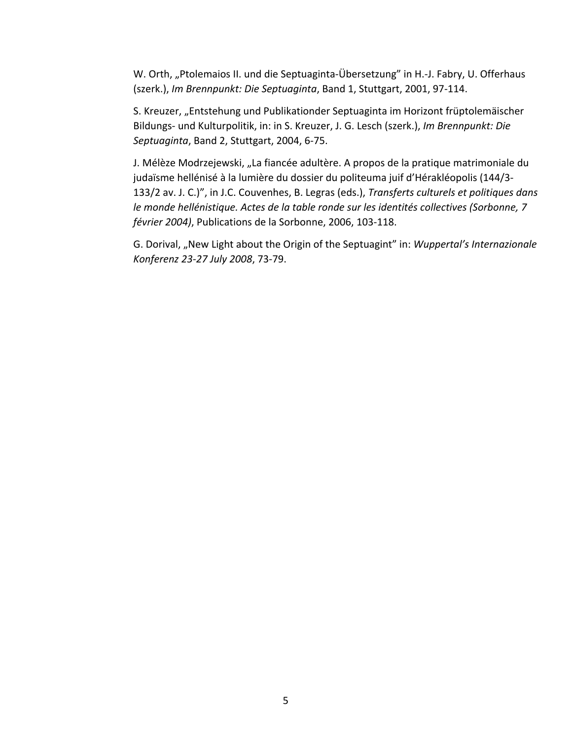W. Orth, „Ptolemaios II. und die Septuaginta-Übersetzung” in H.-J. Fabry, U. Offerhaus (szerk.), *Im Brennpunkt: Die Septuaginta*, Band 1, Stuttgart, 2001, 97-114.

S. Kreuzer, „Entstehung und Publikationder Septuaginta im Horizont frűptolemäischer Bildungs- und Kulturpolitik, in: in S. Kreuzer, J. G. Lesch (szerk.), *Im Brennpunkt: Die Septuaginta*, Band 2, Stuttgart, 2004, 6-75.

J. Mélèze Modrzejewski, „La fiancée adultère. A propos de la pratique matrimoniale du judaïsme hellénisé à la lumière du dossier du politeuma juif d'Hérakléopolis (144/3-133/2 av. J. C.)”, in J.C. Couvenhes, B. Legras (eds.), *Transferts culturels et politiques dans le monde hellénistique. Actes de la table ronde sur les identités collectives (Sorbonne, 7 février 2004)*, Publications de la Sorbonne, 2006, 103-118.

G. Dorival, „New Light about the Origin of the Septuagint” in: *Wuppertal's Internazionale Konferenz 23-27 July 2008*, 73-79.